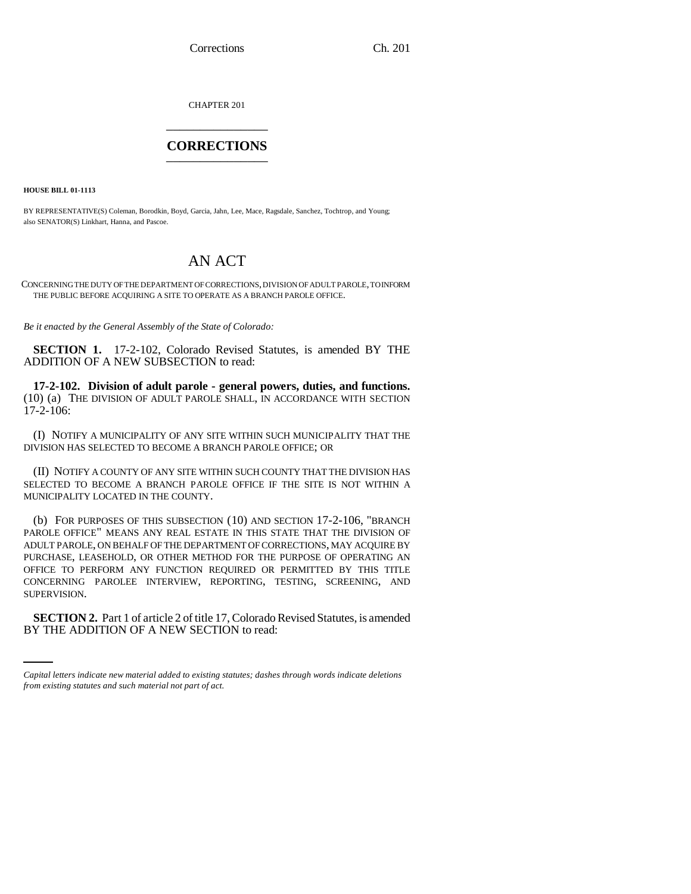CHAPTER 201

# CORRECTIONS

**HOUSE BILL 01-1113**

BY REPRESENTATIVE(S) Coleman, Borodkin, Boyd, Garcia, Jahn, Lee, Mace, Ragsdale, Sanchez, Tochtrop, and Young; also SENATOR(S) Linkhart, Hanna, and Pascoe.

## AN ACT

CONCERNING THE DUTY OF THE DEPARTMENT OF CORRECTIONS, DIVISION OF ADULT PAROLE, TO INFORM THE PUBLIC BEFORE ACQUIRING A SITE TO OPERATE AS A BRANCH PAROLE OFFICE.

*Be it enacted by the General Assembly of the State of Colorado:*

**SECTION 1.** 17-2-102, Colorado Revised Statutes, is amended BY THE ADDITION OF A NEW SUBSECTION to read:

**17-2-102. Division of adult parole - general powers, duties, and functions.** (10) (a) THE DIVISION OF ADULT PAROLE SHALL, IN ACCORDANCE WITH SECTION 17-2-106:

(I) NOTIFY A MUNICIPALITY OF ANY SITE WITHIN SUCH MUNICIPALITY THAT THE DIVISION HAS SELECTED TO BECOME A BRANCH PAROLE OFFICE; OR

(II) NOTIFY A COUNTY OF ANY SITE WITHIN SUCH COUNTY THAT THE DIVISION HAS SELECTED TO BECOME A BRANCH PAROLE OFFICE IF THE SITE IS NOT WITHIN A MUNICIPALITY LOCATED IN THE COUNTY.

(b) FOR PURPOSES OF THIS SUBSECTION (10) AND SECTION 17-2-106, "BRANCH PAROLE OFFICE" MEANS ANY REAL ESTATE IN THIS STATE THAT THE DIVISION OF ADULT PAROLE, ON BEHALF OF THE DEPARTMENT OF CORRECTIONS, MAY ACQUIRE BY PURCHASE, LEASEHOLD, OR OTHER METHOD FOR THE PURPOSE OF OPERATING AN OFFICE TO PERFORM ANY FUNCTION REQUIRED OR PERMITTED BY THIS TITLE CONCERNING PAROLEE INTERVIEW, REPORTING, TESTING, SCREENING, AND SUPERVISION.

**SECTION 2.** Part 1 of article 2 of title 17, Colorado Revised Statutes, is amended BY THE ADDITION OF A NEW SECTION to read:

*Capital letters indicate new material added to existing statutes; dashes through words indicate deletions from existing statutes and such material not part of act.*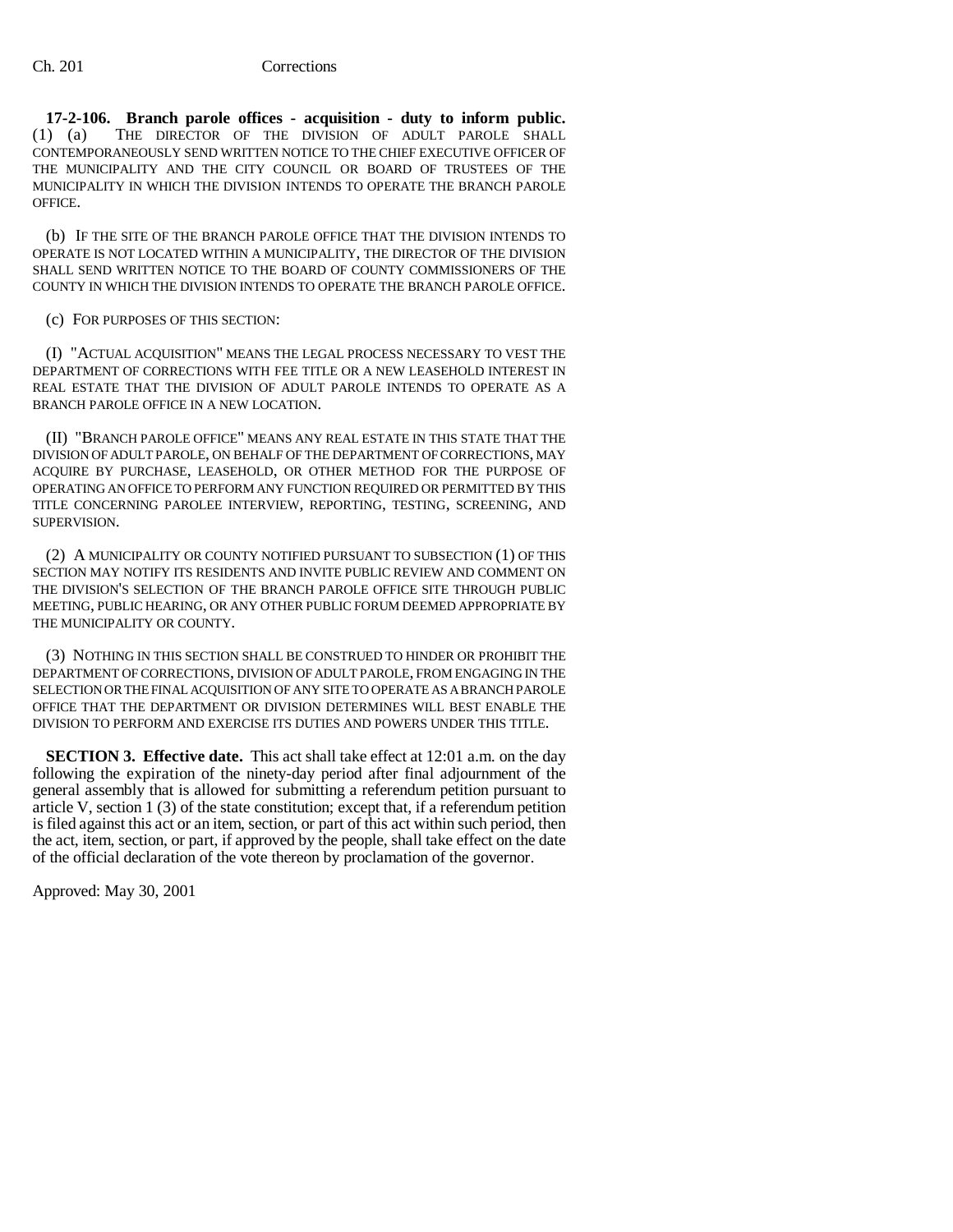**17-2-106. Branch parole offices - acquisition - duty to inform public.** (1) (a) THE DIRECTOR OF THE DIVISION OF ADULT PAROLE SHALL CONTEMPORANEOUSLY SEND WRITTEN NOTICE TO THE CHIEF EXECUTIVE OFFICER OF THE MUNICIPALITY AND THE CITY COUNCIL OR BOARD OF TRUSTEES OF THE MUNICIPALITY IN WHICH THE DIVISION INTENDS TO OPERATE THE BRANCH PAROLE OFFICE.

(b) IF THE SITE OF THE BRANCH PAROLE OFFICE THAT THE DIVISION INTENDS TO OPERATE IS NOT LOCATED WITHIN A MUNICIPALITY, THE DIRECTOR OF THE DIVISION SHALL SEND WRITTEN NOTICE TO THE BOARD OF COUNTY COMMISSIONERS OF THE COUNTY IN WHICH THE DIVISION INTENDS TO OPERATE THE BRANCH PAROLE OFFICE.

(c) FOR PURPOSES OF THIS SECTION:

(I) "ACTUAL ACQUISITION" MEANS THE LEGAL PROCESS NECESSARY TO VEST THE DEPARTMENT OF CORRECTIONS WITH FEE TITLE OR A NEW LEASEHOLD INTEREST IN REAL ESTATE THAT THE DIVISION OF ADULT PAROLE INTENDS TO OPERATE AS A BRANCH PAROLE OFFICE IN A NEW LOCATION.

(II) "BRANCH PAROLE OFFICE" MEANS ANY REAL ESTATE IN THIS STATE THAT THE DIVISION OF ADULT PAROLE, ON BEHALF OF THE DEPARTMENT OF CORRECTIONS, MAY ACQUIRE BY PURCHASE, LEASEHOLD, OR OTHER METHOD FOR THE PURPOSE OF OPERATING AN OFFICE TO PERFORM ANY FUNCTION REQUIRED OR PERMITTED BY THIS TITLE CONCERNING PAROLEE INTERVIEW, REPORTING, TESTING, SCREENING, AND SUPERVISION.

(2) A MUNICIPALITY OR COUNTY NOTIFIED PURSUANT TO SUBSECTION (1) OF THIS SECTION MAY NOTIFY ITS RESIDENTS AND INVITE PUBLIC REVIEW AND COMMENT ON THE DIVISION'S SELECTION OF THE BRANCH PAROLE OFFICE SITE THROUGH PUBLIC MEETING, PUBLIC HEARING, OR ANY OTHER PUBLIC FORUM DEEMED APPROPRIATE BY THE MUNICIPALITY OR COUNTY.

(3) NOTHING IN THIS SECTION SHALL BE CONSTRUED TO HINDER OR PROHIBIT THE DEPARTMENT OF CORRECTIONS, DIVISION OF ADULT PAROLE, FROM ENGAGING IN THE SELECTION OR THE FINAL ACQUISITION OF ANY SITE TO OPERATE AS A BRANCH PAROLE OFFICE THAT THE DEPARTMENT OR DIVISION DETERMINES WILL BEST ENABLE THE DIVISION TO PERFORM AND EXERCISE ITS DUTIES AND POWERS UNDER THIS TITLE.

**SECTION 3. Effective date.** This act shall take effect at 12:01 a.m. on the day following the expiration of the ninety-day period after final adjournment of the general assembly that is allowed for submitting a referendum petition pursuant to article V, section 1 (3) of the state constitution; except that, if a referendum petition is filed against this act or an item, section, or part of this act within such period, then the act, item, section, or part, if approved by the people, shall take effect on the date of the official declaration of the vote thereon by proclamation of the governor.

Approved: May 30, 2001